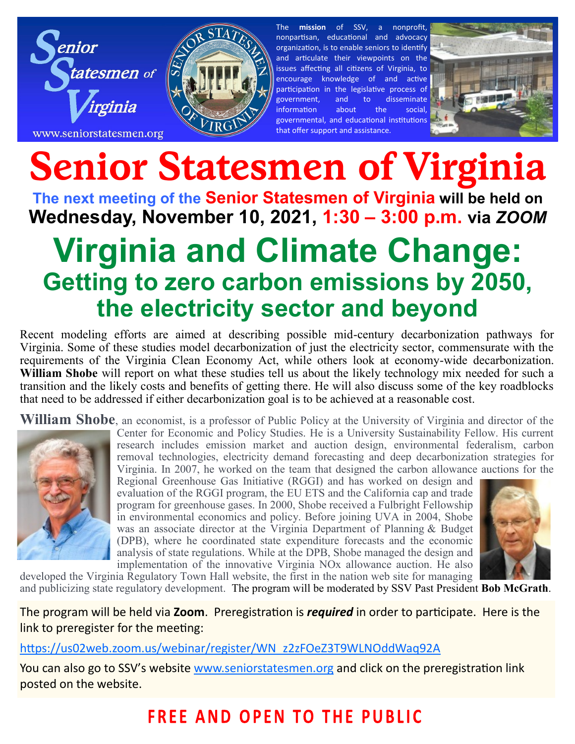Senior Statesmen of Virginia

www.seniorstatesmen.org

The **mission** of SSV, a nonprofit, nonpartisan, educational and advocacy organization, is to enable seniors to identify and articulate their viewpoints on the issues affecting all citizens of Virginia, to encourage knowledge of and active participation in the legislative process of government, and to disseminate information about the social, governmental, and educational institutions that offer support and assistance.

# Senior Statesmen of Virginia

**The next meeting of the Senior Statesmen of Virginia will be held on Wednesday, November 10, 2021, 1:30 – 3:00 p.m. via *ZOOM***

# Virginia and Climate Change:

## Getting to zero carbon emissions by 2050, the electricity sector and beyond

Recent modeling efforts are aimed at describing possible mid-century decarbonization pathways for Virginia. Some of these studies model decarbonization of just the electricity sector, commensurate with the requirements of the Virginia Clean Economy Act, while others look at economy-wide decarbonization. **William Shobe** will report on what these studies tell us about the likely technology mix needed for such a transition and the likely costs and benefits of getting there. He will also discuss some of the key roadblocks that need to be addressed if either decarbonization goal is to be achieved at a reasonable cost.

**William Shobe**, an economist, is a professor of Public Policy at the University of Virginia and director of the Center for Economic and Policy Studies. He is a University Sustainability Fellow. His current research includes emission market and auction design, environmental federalism, carbon removal technologies, electricity demand forecasting and deep decarbonization strategies for Virginia. In 2007, he worked on the team that designed the carbon allowance auctions for the Regional Greenhouse Gas Initiative (RGGI) and has worked on design and evaluation of the RGGI program, the EU ETS and the California cap and trade program for greenhouse gases. In 2000, Shobe received a Fulbright Fellowship in environmental economics and policy. Before joining UVA in 2004, Shobe was an associate director at the Virginia Department of Planning & Budget (DPB), where he coordinated state expenditure forecasts and the economic analysis of state regulations. While at the DPB, Shobe managed the design and implementation of the innovative Virginia NOx allowance auction. He also developed the Virginia Regulatory Town Hall website, the first in the nation web site for managing and publicizing state regulatory development. The program will be moderated by SSV Past President **Bob McGrath**.

The program will be held via **Zoom**. Preregistration is ***required*** in order to participate. Here is the link to preregister for the meeting:

https://us02web.zoom.us/webinar/register/WN_z2zFOeZ3T9WLNOddWaq92A

You can also go to SSV's website www.seniorstatesmen.org and click on the preregistration link posted on the website.

**FREE AND OPEN TO THE PUBLIC**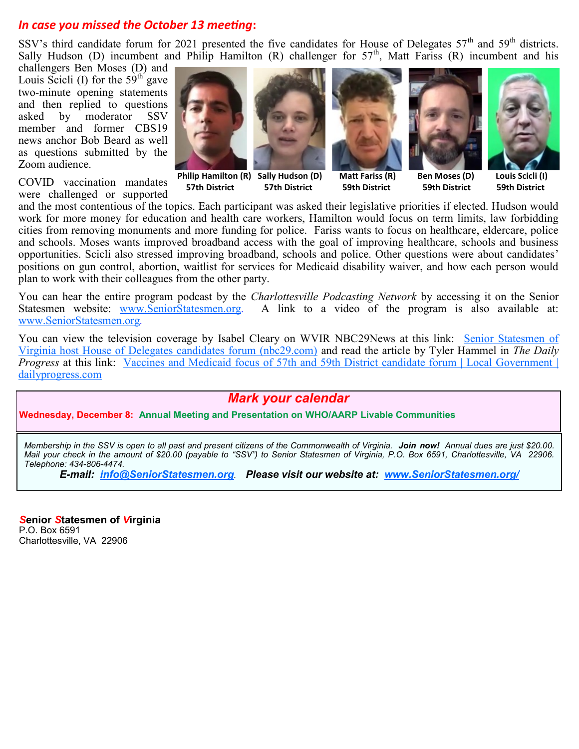## *In case you missed the October 13 meeting*:

SSV's third candidate forum for 2021 presented the five candidates for House of Delegates 57th and 59th districts. Sally Hudson (D) incumbent and Philip Hamilton (R) challenger for 57th, Matt Fariss (R) incumbent and his challengers Ben Moses (D) and Louis Scicli (I) for the 59th gave two-minute opening statements and then replied to questions asked by moderator SSV member and former CBS19 news anchor Bob Beard as well as questions submitted by the Zoom audience.

**Philip Hamilton (R)** **57th District** | **Sally Hudson (D)** **57th District** | **Matt Fariss (R)** **59th District** | **Ben Moses (D)** **59th District** | **Louis Scicli (I)** **59th District**

COVID vaccination mandates were challenged or supported and the most contentious of the topics. Each participant was asked their legislative priorities if elected. Hudson would work for more money for education and health care workers, Hamilton would focus on term limits, law forbidding cities from removing monuments and more funding for police. Fariss wants to focus on healthcare, eldercare, police and schools. Moses wants improved broadband access with the goal of improving healthcare, schools and business opportunities. Scicli also stressed improving broadband, schools and police. Other questions were about candidates' positions on gun control, abortion, waitlist for services for Medicaid disability waiver, and how each person would plan to work with their colleagues from the other party.

You can hear the entire program podcast by the *Charlottesville Podcasting Network* by accessing it on the Senior Statesmen website: www.SeniorStatesmen.org. A link to a video of the program is also available at: www.SeniorStatesmen.org.

You can view the television coverage by Isabel Cleary on WVIR NBC29News at this link: Senior Statesmen of Virginia host House of Delegates candidates forum (nbc29.com) and read the article by Tyler Hammel in *The Daily Progress* at this link: Vaccines and Medicaid focus of 57th and 59th District candidate forum | Local Government | dailyprogress.com

## *Mark your calendar*

**Wednesday, December 8: Annual Meeting and Presentation on WHO/AARP Livable Communities**

*Membership in the SSV is open to all past and present citizens of the Commonwealth of Virginia.* ***Join now!*** *Annual dues are just $20.00. Mail your check in the amount of $20.00 (payable to "SSV") to Senior Statesmen of Virginia, P.O. Box 6591, Charlottesville, VA 22906. Telephone: 434-806-4474.*

***E-mail: info@SeniorStatesmen.org. Please visit our website at: www.SeniorStatesmen.org/***

**Senior Statesmen of Virginia**
P.O. Box 6591
Charlottesville, VA 22906